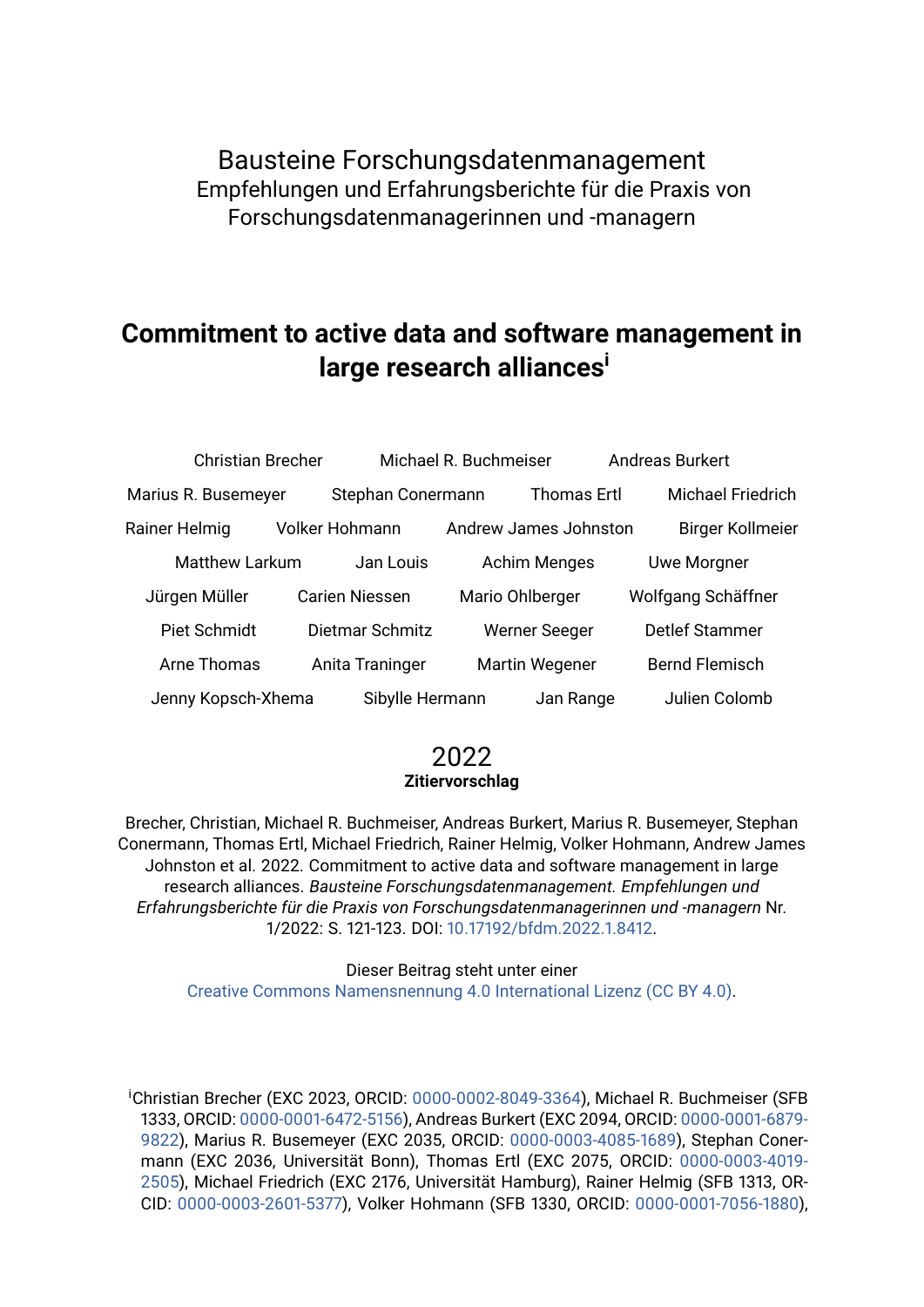Bausteine Forschungsdatenmanagement
Empfehlungen und Erfahrungsberichte für die Praxis von Forschungsdatenmanagerinnen und -managern

# Commitment to active data and software management in large research alliances[i]

Christian Brecher, Michael R. Buchmeiser, Andreas Burkert, Marius R. Busemeyer, Stephan Conermann, Thomas Ertl, Michael Friedrich, Rainer Helmig, Volker Hohmann, Andrew James Johnston, Birger Kollmeier, Matthew Larkum, Jan Louis, Achim Menges, Uwe Morgner, Jürgen Müller, Carien Niessen, Mario Ohlberger, Wolfgang Schäffner, Piet Schmidt, Dietmar Schmitz, Werner Seeger, Detlef Stammer, Arne Thomas, Anita Traninger, Martin Wegener, Bernd Flemisch, Jenny Kopsch-Xhema, Sibylle Hermann, Jan Range, Julien Colomb

2022

**Zitiervorschlag**

Brecher, Christian, Michael R. Buchmeiser, Andreas Burkert, Marius R. Busemeyer, Stephan Conermann, Thomas Ertl, Michael Friedrich, Rainer Helmig, Volker Hohmann, Andrew James Johnston et al. 2022. Commitment to active data and software management in large research alliances. *Bausteine Forschungsdatenmanagement. Empfehlungen und Erfahrungsberichte für die Praxis von Forschungsdatenmanagerinnen und -managern* Nr. 1/2022: S. 121-123. DOI: 10.17192/bfdm.2022.1.8412.

Dieser Beitrag steht unter einer
Creative Commons Namensnennung 4.0 International Lizenz (CC BY 4.0).

[i] Christian Brecher (EXC 2023, ORCID: 0000-0002-8049-3364), Michael R. Buchmeiser (SFB 1333, ORCID: 0000-0001-6472-5156), Andreas Burkert (EXC 2094, ORCID: 0000-0001-6879-9822), Marius R. Busemeyer (EXC 2035, ORCID: 0000-0003-4085-1689), Stephan Conermann (EXC 2036, Universität Bonn), Thomas Ertl (EXC 2075, ORCID: 0000-0003-4019-2505), Michael Friedrich (EXC 2176, Universität Hamburg), Rainer Helmig (SFB 1313, ORCID: 0000-0003-2601-5377), Volker Hohmann (SFB 1330, ORCID: 0000-0001-7056-1880),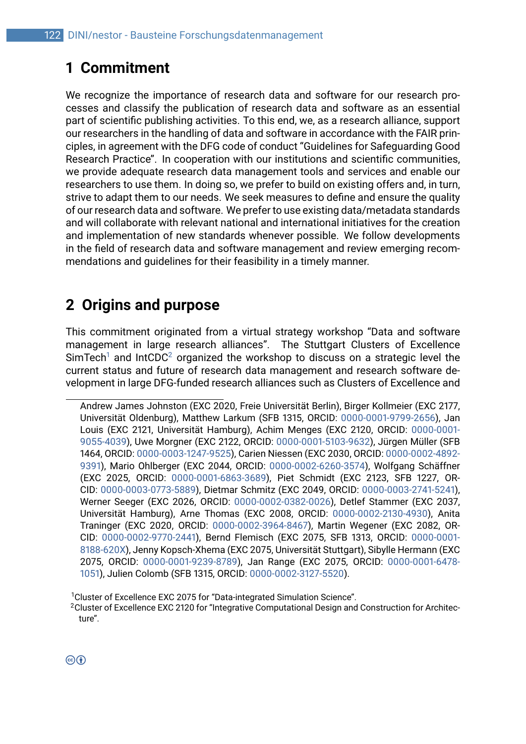# 1 Commitment

We recognize the importance of research data and software for our research processes and classify the publication of research data and software as an essential part of scientific publishing activities. To this end, we, as a research alliance, support our researchers in the handling of data and software in accordance with the FAIR principles, in agreement with the DFG code of conduct "Guidelines for Safeguarding Good Research Practice". In cooperation with our institutions and scientific communities, we provide adequate research data management tools and services and enable our researchers to use them. In doing so, we prefer to build on existing offers and, in turn, strive to adapt them to our needs. We seek measures to define and ensure the quality of our research data and software. We prefer to use existing data/metadata standards and will collaborate with relevant national and international initiatives for the creation and implementation of new standards whenever possible. We follow developments in the field of research data and software management and review emerging recommendations and guidelines for their feasibility in a timely manner.

# 2 Origins and purpose

This commitment originated from a virtual strategy workshop "Data and software management in large research alliances". The Stuttgart Clusters of Excellence SimTech[1] and IntCDC[2] organized the workshop to discuss on a strategic level the current status and future of research data management and research software development in large DFG-funded research alliances such as Clusters of Excellence and

---

Andrew James Johnston (EXC 2020, Freie Universität Berlin), Birger Kollmeier (EXC 2177, Universität Oldenburg), Matthew Larkum (SFB 1315, ORCID: 0000-0001-9799-2656), Jan Louis (EXC 2121, Universität Hamburg), Achim Menges (EXC 2120, ORCID: 0000-0001-9055-4039), Uwe Morgner (EXC 2122, ORCID: 0000-0001-5103-9632), Jürgen Müller (SFB 1464, ORCID: 0000-0003-1247-9525), Carien Niessen (EXC 2030, ORCID: 0000-0002-4892-9391), Mario Ohlberger (EXC 2044, ORCID: 0000-0002-6260-3574), Wolfgang Schäffner (EXC 2025, ORCID: 0000-0001-6863-3689), Piet Schmidt (EXC 2123, SFB 1227, ORCID: 0000-0003-0773-5889), Dietmar Schmitz (EXC 2049, ORCID: 0000-0003-2741-5241), Werner Seeger (EXC 2026, ORCID: 0000-0002-0382-0026), Detlef Stammer (EXC 2037, Universität Hamburg), Arne Thomas (EXC 2008, ORCID: 0000-0002-2130-4930), Anita Traninger (EXC 2020, ORCID: 0000-0002-3964-8467), Martin Wegener (EXC 2082, ORCID: 0000-0002-9770-2441), Bernd Flemisch (EXC 2075, SFB 1313, ORCID: 0000-0001-8188-620X), Jenny Kopsch-Xhema (EXC 2075, Universität Stuttgart), Sibylle Hermann (EXC 2075, ORCID: 0000-0001-9239-8789), Jan Range (EXC 2075, ORCID: 0000-0001-6478-1051), Julien Colomb (SFB 1315, ORCID: 0000-0002-3127-5520).

[1] Cluster of Excellence EXC 2075 for "Data-integrated Simulation Science".

[2] Cluster of Excellence EXC 2120 for "Integrative Computational Design and Construction for Architecture".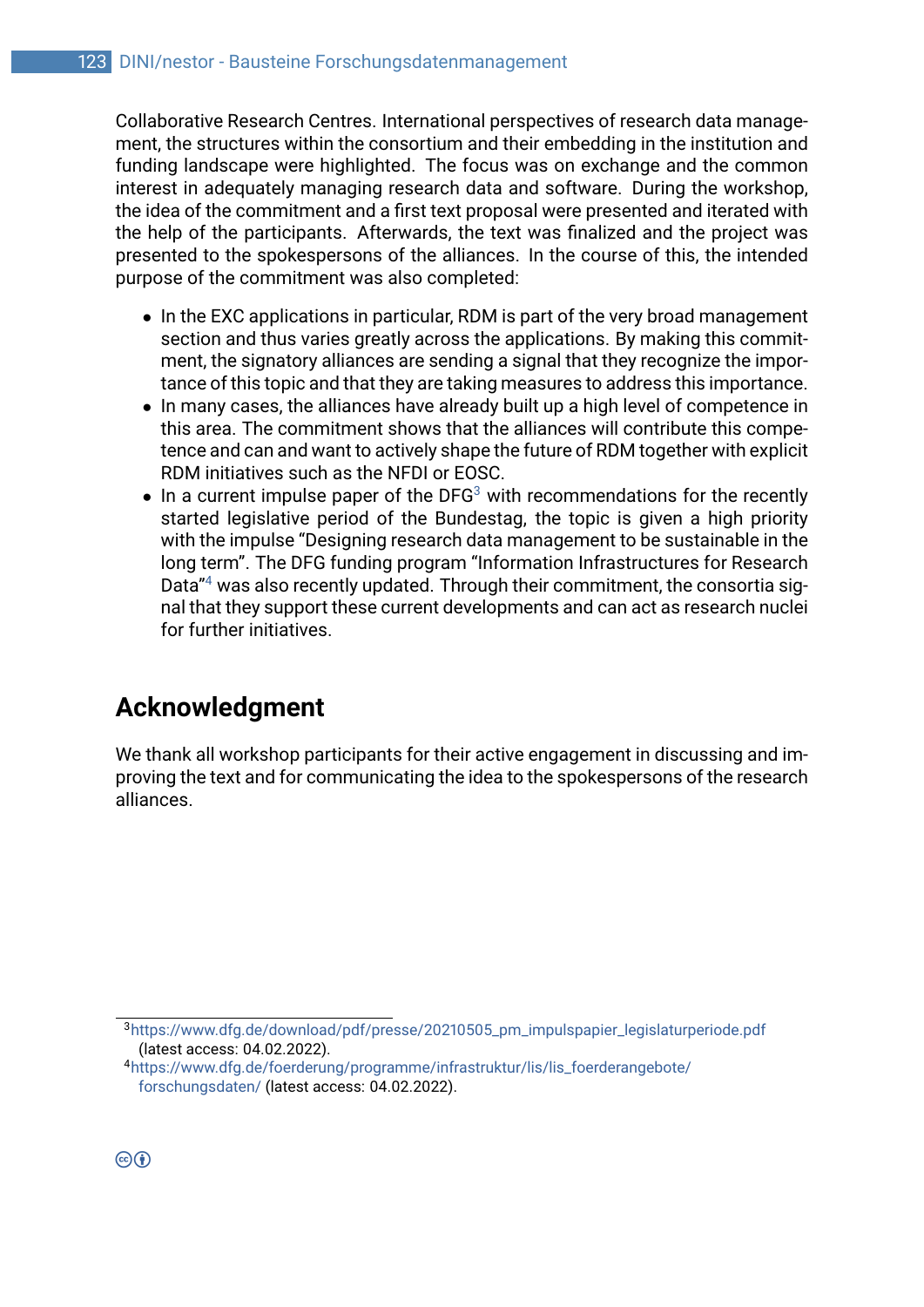Collaborative Research Centres. International perspectives of research data management, the structures within the consortium and their embedding in the institution and funding landscape were highlighted. The focus was on exchange and the common interest in adequately managing research data and software. During the workshop, the idea of the commitment and a first text proposal were presented and iterated with the help of the participants. Afterwards, the text was finalized and the project was presented to the spokespersons of the alliances. In the course of this, the intended purpose of the commitment was also completed:

- In the EXC applications in particular, RDM is part of the very broad management section and thus varies greatly across the applications. By making this commitment, the signatory alliances are sending a signal that they recognize the importance of this topic and that they are taking measures to address this importance.
- In many cases, the alliances have already built up a high level of competence in this area. The commitment shows that the alliances will contribute this competence and can and want to actively shape the future of RDM together with explicit RDM initiatives such as the NFDI or EOSC.
- In a current impulse paper of the DFG[3] with recommendations for the recently started legislative period of the Bundestag, the topic is given a high priority with the impulse "Designing research data management to be sustainable in the long term". The DFG funding program "Information Infrastructures for Research Data"[4] was also recently updated. Through their commitment, the consortia signal that they support these current developments and can act as research nuclei for further initiatives.

## Acknowledgment

We thank all workshop participants for their active engagement in discussing and improving the text and for communicating the idea to the spokespersons of the research alliances.

[3] https://www.dfg.de/download/pdf/presse/20210505_pm_impulspapier_legislaturperiode.pdf (latest access: 04.02.2022).

[4] https://www.dfg.de/foerderung/programme/infrastruktur/lis/lis_foerderangebote/forschungsdaten/ (latest access: 04.02.2022).